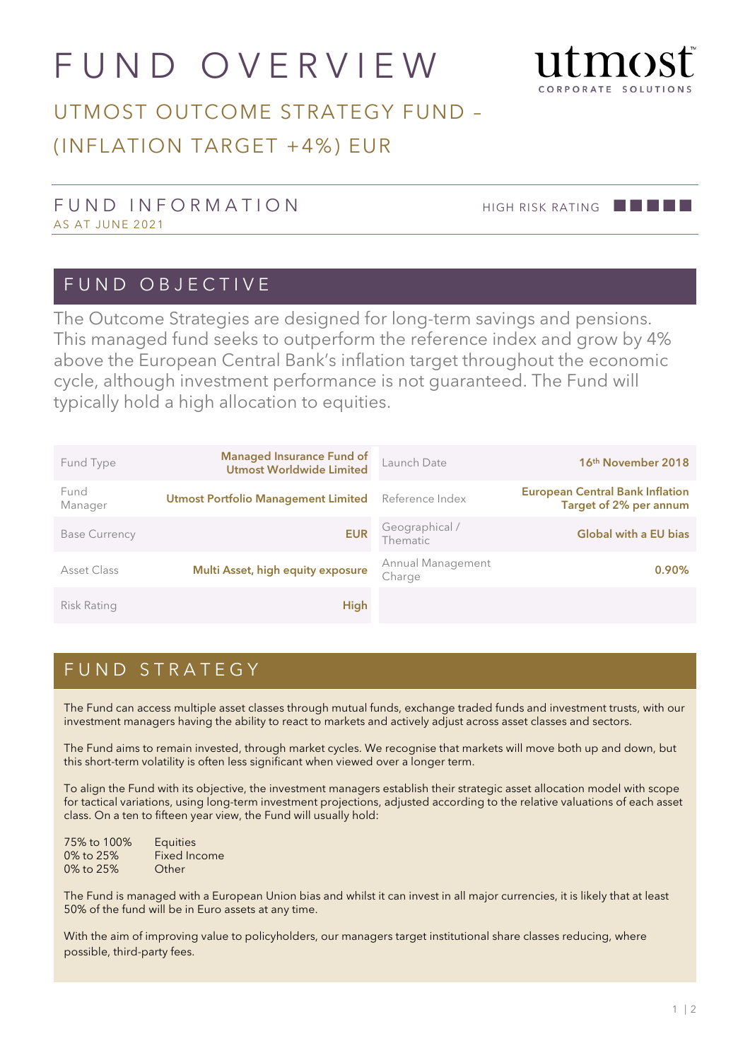# FUND OVERVIEW

utmost
CORPORATE SOLUTIONS

## UTMOST OUTCOME STRATEGY FUND – (INFLATION TARGET +4%) EUR

### FUND INFORMATION

AS AT JUNE 2021

HIGH RISK RATING

## FUND OBJECTIVE

The Outcome Strategies are designed for long-term savings and pensions. This managed fund seeks to outperform the reference index and grow by 4% above the European Central Bank's inflation target throughout the economic cycle, although investment performance is not guaranteed. The Fund will typically hold a high allocation to equities.

| | | | |
|---|---|---|---|
| Fund Type | **Managed Insurance Fund of Utmost Worldwide Limited** | Launch Date | **16th November 2018** |
| Fund Manager | **Utmost Portfolio Management Limited** | Reference Index | **European Central Bank Inflation Target of 2% per annum** |
| Base Currency | **EUR** | Geographical / Thematic | **Global with a EU bias** |
| Asset Class | **Multi Asset, high equity exposure** | Annual Management Charge | **0.90%** |
| Risk Rating | **High** | | |

## FUND STRATEGY

The Fund can access multiple asset classes through mutual funds, exchange traded funds and investment trusts, with our investment managers having the ability to react to markets and actively adjust across asset classes and sectors.

The Fund aims to remain invested, through market cycles. We recognise that markets will move both up and down, but this short-term volatility is often less significant when viewed over a longer term.

To align the Fund with its objective, the investment managers establish their strategic asset allocation model with scope for tactical variations, using long-term investment projections, adjusted according to the relative valuations of each asset class. On a ten to fifteen year view, the Fund will usually hold:

| | |
|---|---|
| 75% to 100% | Equities |
| 0% to 25% | Fixed Income |
| 0% to 25% | Other |

The Fund is managed with a European Union bias and whilst it can invest in all major currencies, it is likely that at least 50% of the fund will be in Euro assets at any time.

With the aim of improving value to policyholders, our managers target institutional share classes reducing, where possible, third-party fees.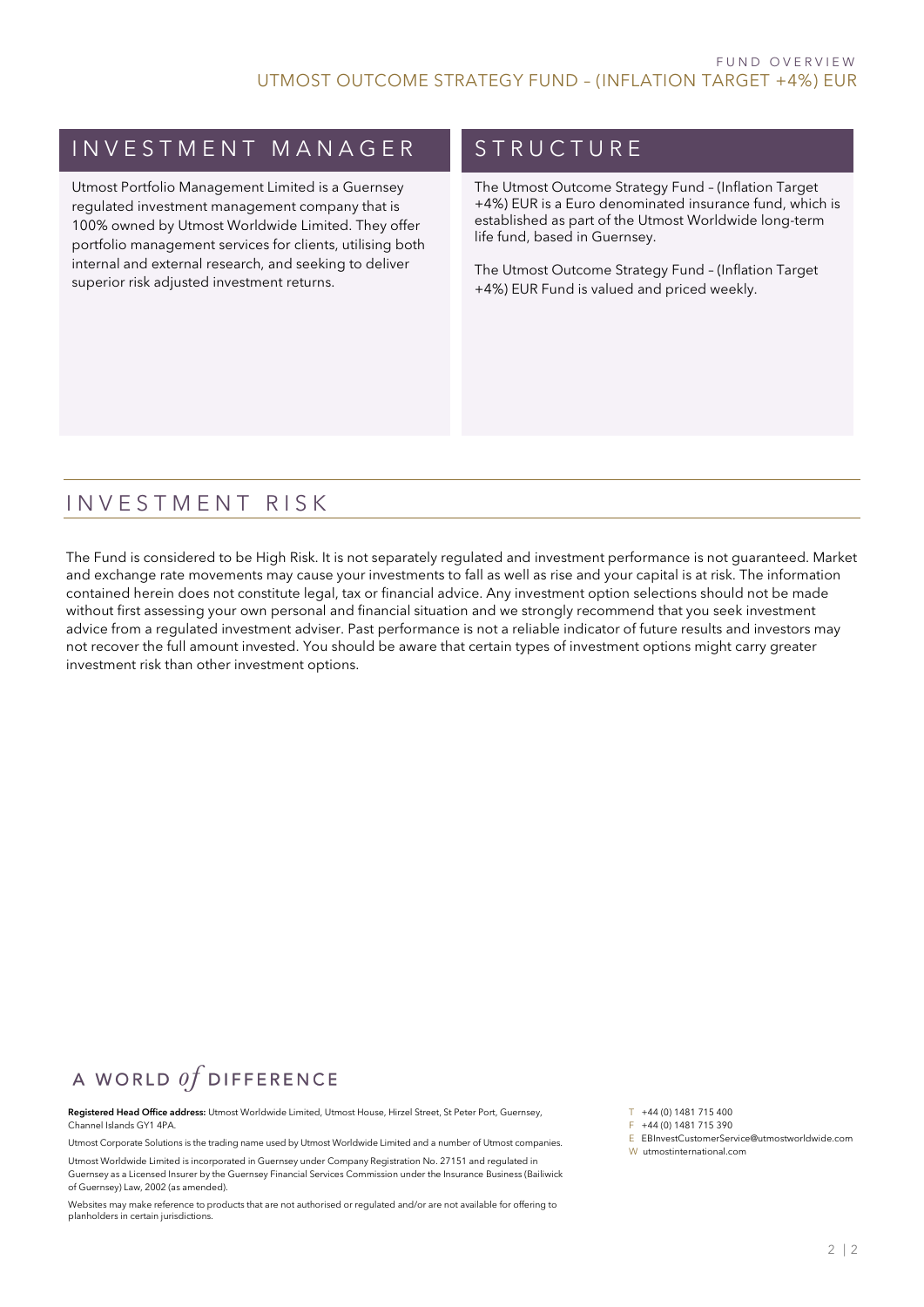## INVESTMENT MANAGER

Utmost Portfolio Management Limited is a Guernsey regulated investment management company that is 100% owned by Utmost Worldwide Limited. They offer portfolio management services for clients, utilising both internal and external research, and seeking to deliver superior risk adjusted investment returns.

## STRUCTURE

The Utmost Outcome Strategy Fund – (Inflation Target +4%) EUR is a Euro denominated insurance fund, which is established as part of the Utmost Worldwide long-term life fund, based in Guernsey.

The Utmost Outcome Strategy Fund – (Inflation Target +4%) EUR Fund is valued and priced weekly.

## INVESTMENT RISK

The Fund is considered to be High Risk. It is not separately regulated and investment performance is not guaranteed. Market and exchange rate movements may cause your investments to fall as well as rise and your capital is at risk. The information contained herein does not constitute legal, tax or financial advice. Any investment option selections should not be made without first assessing your own personal and financial situation and we strongly recommend that you seek investment advice from a regulated investment adviser. Past performance is not a reliable indicator of future results and investors may not recover the full amount invested. You should be aware that certain types of investment options might carry greater investment risk than other investment options.

A WORLD *of* DIFFERENCE

**Registered Head Office address:** Utmost Worldwide Limited, Utmost House, Hirzel Street, St Peter Port, Guernsey, Channel Islands GY1 4PA.

Utmost Corporate Solutions is the trading name used by Utmost Worldwide Limited and a number of Utmost companies.

Utmost Worldwide Limited is incorporated in Guernsey under Company Registration No. 27151 and regulated in Guernsey as a Licensed Insurer by the Guernsey Financial Services Commission under the Insurance Business (Bailiwick of Guernsey) Law, 2002 (as amended).

Websites may make reference to products that are not authorised or regulated and/or are not available for offering to planholders in certain jurisdictions.

T +44 (0) 1481 715 400
F +44 (0) 1481 715 390
E EBInvestCustomerService@utmostworldwide.com
W utmostinternational.com